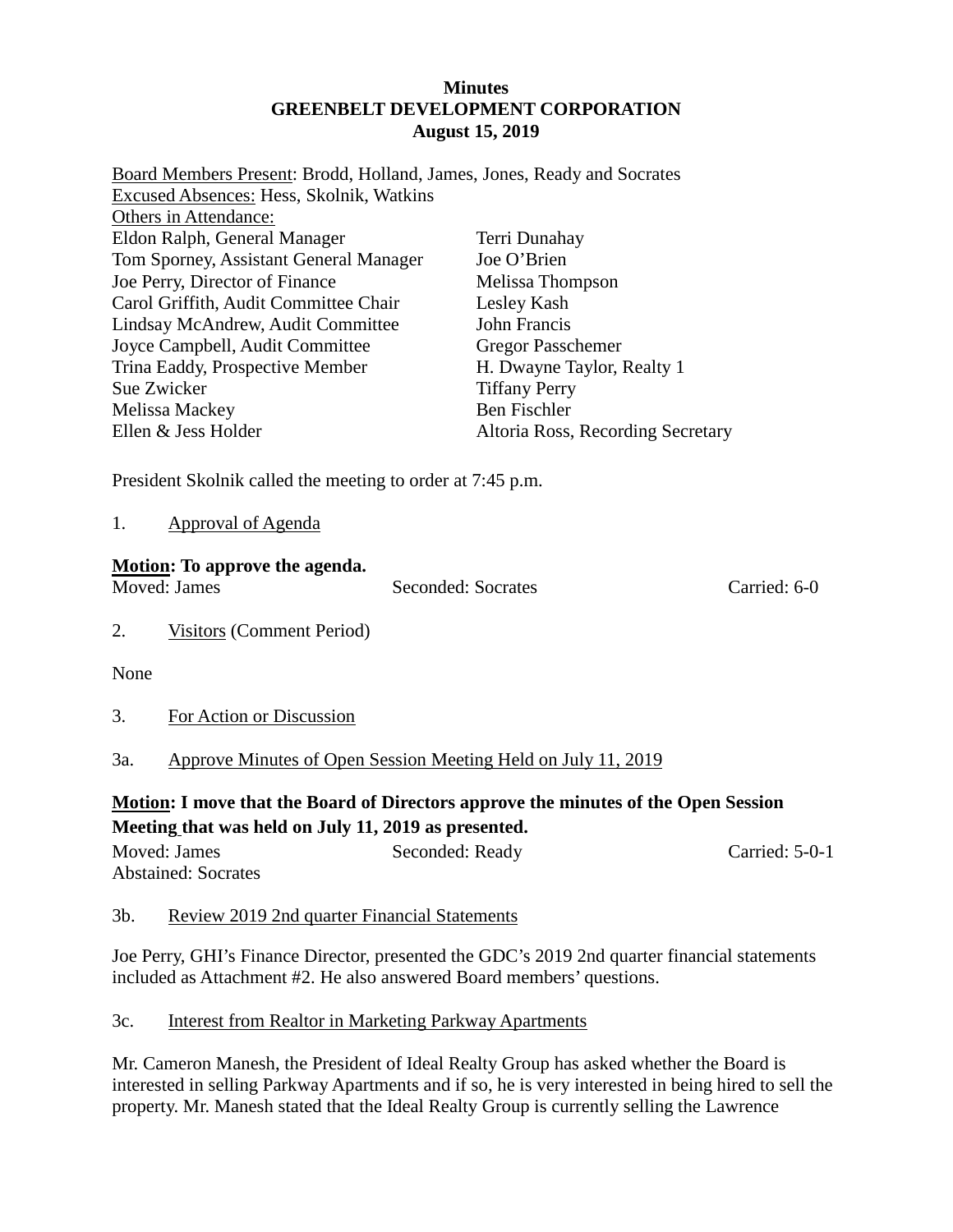**Minutes**
**GREENBELT DEVELOPMENT CORPORATION**
**August 15, 2019**

Board Members Present: Brodd, Holland, James, Jones, Ready and Socrates
Excused Absences: Hess, Skolnik, Watkins
Others in Attendance:

| | |
|---|---|
| Eldon Ralph, General Manager | Terri Dunahay |
| Tom Sporney, Assistant General Manager | Joe O'Brien |
| Joe Perry, Director of Finance | Melissa Thompson |
| Carol Griffith, Audit Committee Chair | Lesley Kash |
| Lindsay McAndrew, Audit Committee | John Francis |
| Joyce Campbell, Audit Committee | Gregor Passchemer |
| Trina Eaddy, Prospective Member | H. Dwayne Taylor, Realty 1 |
| Sue Zwicker | Tiffany Perry |
| Melissa Mackey | Ben Fischler |
| Ellen & Jess Holder | Altoria Ross, Recording Secretary |

President Skolnik called the meeting to order at 7:45 p.m.

1. Approval of Agenda

**Motion: To approve the agenda.**

Moved: James    Seconded: Socrates    Carried: 6-0

2. Visitors (Comment Period)

None

3. For Action or Discussion

3a. Approve Minutes of Open Session Meeting Held on July 11, 2019

**Motion: I move that the Board of Directors approve the minutes of the Open Session Meeting that was held on July 11, 2019 as presented.**

Moved: James    Seconded: Ready    Carried: 5-0-1
Abstained: Socrates

3b. Review 2019 2nd quarter Financial Statements

Joe Perry, GHI's Finance Director, presented the GDC's 2019 2nd quarter financial statements included as Attachment #2. He also answered Board members' questions.

3c. Interest from Realtor in Marketing Parkway Apartments

Mr. Cameron Manesh, the President of Ideal Realty Group has asked whether the Board is interested in selling Parkway Apartments and if so, he is very interested in being hired to sell the property. Mr. Manesh stated that the Ideal Realty Group is currently selling the Lawrence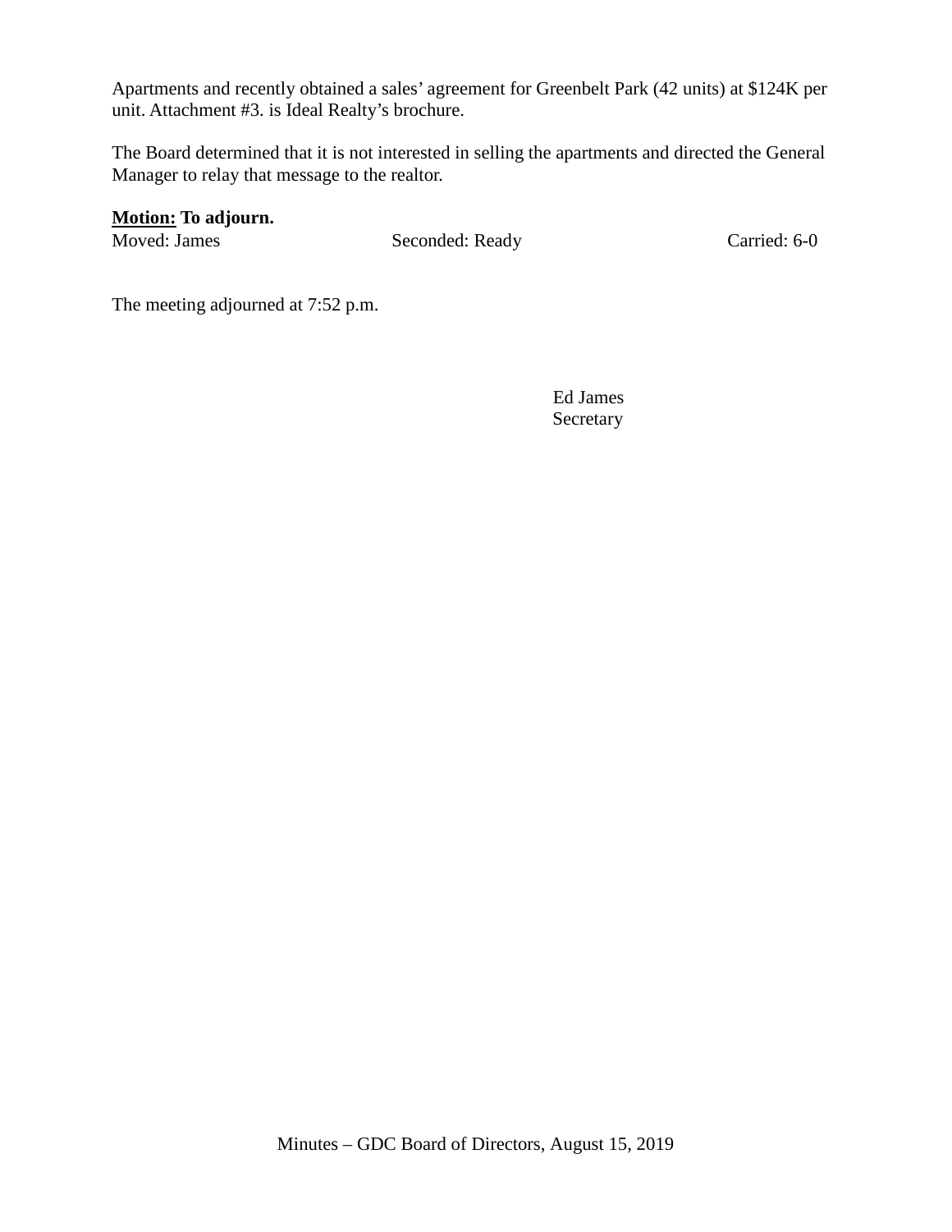Apartments and recently obtained a sales' agreement for Greenbelt Park (42 units) at $124K per unit. Attachment #3. is Ideal Realty's brochure.

The Board determined that it is not interested in selling the apartments and directed the General Manager to relay that message to the realtor.

**<u>Motion:</u> To adjourn.**

Moved: James Seconded: Ready Carried: 6-0

The meeting adjourned at 7:52 p.m.

Ed James
Secretary